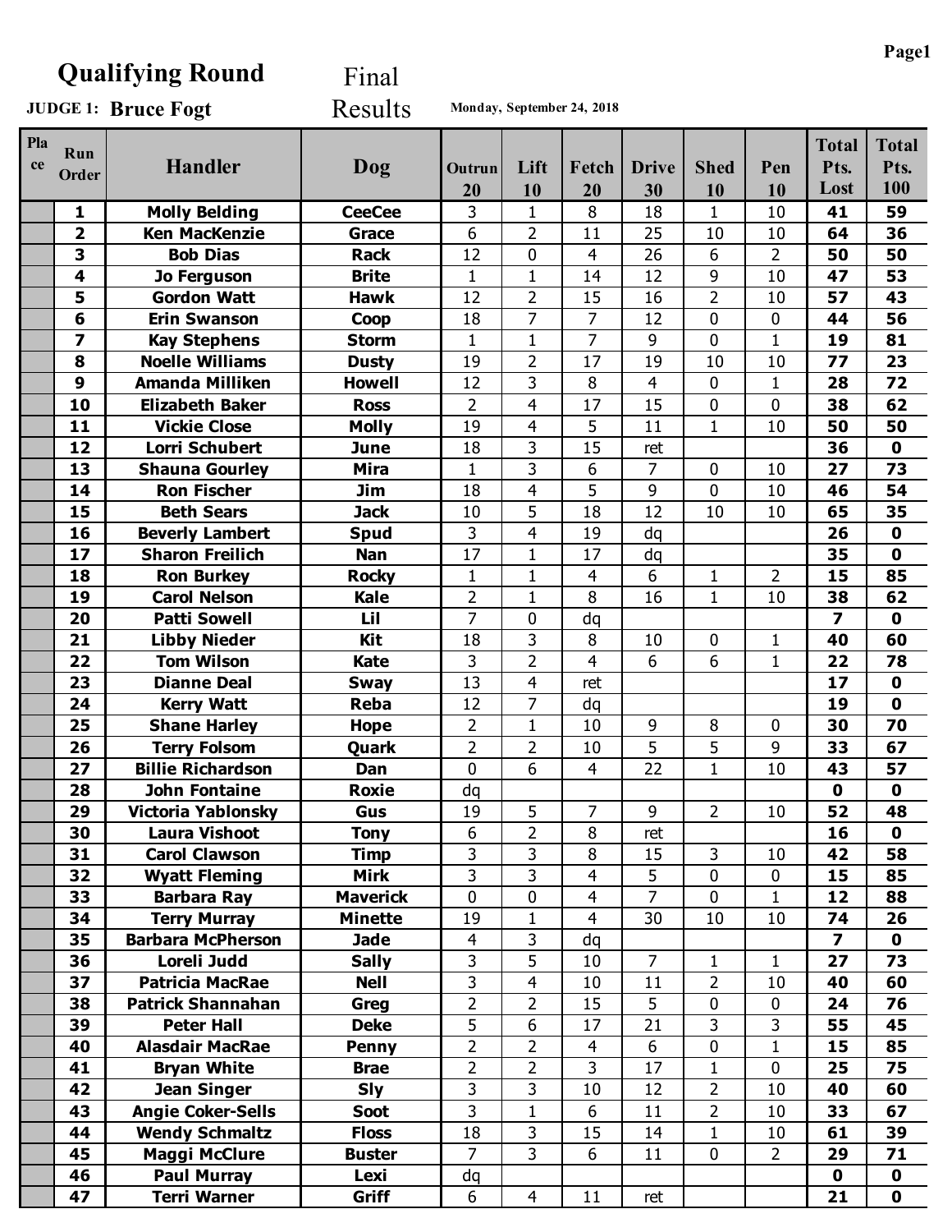# Qualifying Round

Final Results

**JUDGE 1: Bruce Fogt**

**Monday, September 24, 2018**

| Place | Run Order | Handler | Dog | Outrun 20 | Lift 10 | Fetch 20 | Drive 30 | Shed 10 | Pen 10 | Total Pts. Lost | Total Pts. 100 |
|---|---|---|---|---|---|---|---|---|---|---|---|
| | 1 | Molly Belding | CeeCee | 3 | 1 | 8 | 18 | 1 | 10 | 41 | 59 |
| | 2 | Ken MacKenzie | Grace | 6 | 2 | 11 | 25 | 10 | 10 | 64 | 36 |
| | 3 | Bob Dias | Rack | 12 | 0 | 4 | 26 | 6 | 2 | 50 | 50 |
| | 4 | Jo Ferguson | Brite | 1 | 1 | 14 | 12 | 9 | 10 | 47 | 53 |
| | 5 | Gordon Watt | Hawk | 12 | 2 | 15 | 16 | 2 | 10 | 57 | 43 |
| | 6 | Erin Swanson | Coop | 18 | 7 | 7 | 12 | 0 | 0 | 44 | 56 |
| | 7 | Kay Stephens | Storm | 1 | 1 | 7 | 9 | 0 | 1 | 19 | 81 |
| | 8 | Noelle Williams | Dusty | 19 | 2 | 17 | 19 | 10 | 10 | 77 | 23 |
| | 9 | Amanda Milliken | Howell | 12 | 3 | 8 | 4 | 0 | 1 | 28 | 72 |
| | 10 | Elizabeth Baker | Ross | 2 | 4 | 17 | 15 | 0 | 0 | 38 | 62 |
| | 11 | Vickie Close | Molly | 19 | 4 | 5 | 11 | 1 | 10 | 50 | 50 |
| | 12 | Lorri Schubert | June | 18 | 3 | 15 | ret | | | 36 | 0 |
| | 13 | Shauna Gourley | Mira | 1 | 3 | 6 | 7 | 0 | 10 | 27 | 73 |
| | 14 | Ron Fischer | Jim | 18 | 4 | 5 | 9 | 0 | 10 | 46 | 54 |
| | 15 | Beth Sears | Jack | 10 | 5 | 18 | 12 | 10 | 10 | 65 | 35 |
| | 16 | Beverly Lambert | Spud | 3 | 4 | 19 | dq | | | 26 | 0 |
| | 17 | Sharon Freilich | Nan | 17 | 1 | 17 | dq | | | 35 | 0 |
| | 18 | Ron Burkey | Rocky | 1 | 1 | 4 | 6 | 1 | 2 | 15 | 85 |
| | 19 | Carol Nelson | Kale | 2 | 1 | 8 | 16 | 1 | 10 | 38 | 62 |
| | 20 | Patti Sowell | Lil | 7 | 0 | dq | | | | 7 | 0 |
| | 21 | Libby Nieder | Kit | 18 | 3 | 8 | 10 | 0 | 1 | 40 | 60 |
| | 22 | Tom Wilson | Kate | 3 | 2 | 4 | 6 | 6 | 1 | 22 | 78 |
| | 23 | Dianne Deal | Sway | 13 | 4 | ret | | | | 17 | 0 |
| | 24 | Kerry Watt | Reba | 12 | 7 | dq | | | | 19 | 0 |
| | 25 | Shane Harley | Hope | 2 | 1 | 10 | 9 | 8 | 0 | 30 | 70 |
| | 26 | Terry Folsom | Quark | 2 | 2 | 10 | 5 | 5 | 9 | 33 | 67 |
| | 27 | Billie Richardson | Dan | 0 | 6 | 4 | 22 | 1 | 10 | 43 | 57 |
| | 28 | John Fontaine | Roxie | dq | | | | | | 0 | 0 |
| | 29 | Victoria Yablonsky | Gus | 19 | 5 | 7 | 9 | 2 | 10 | 52 | 48 |
| | 30 | Laura Vishoot | Tony | 6 | 2 | 8 | ret | | | 16 | 0 |
| | 31 | Carol Clawson | Timp | 3 | 3 | 8 | 15 | 3 | 10 | 42 | 58 |
| | 32 | Wyatt Fleming | Mirk | 3 | 3 | 4 | 5 | 0 | 0 | 15 | 85 |
| | 33 | Barbara Ray | Maverick | 0 | 0 | 4 | 7 | 0 | 1 | 12 | 88 |
| | 34 | Terry Murray | Minette | 19 | 1 | 4 | 30 | 10 | 10 | 74 | 26 |
| | 35 | Barbara McPherson | Jade | 4 | 3 | dq | | | | 7 | 0 |
| | 36 | Loreli Judd | Sally | 3 | 5 | 10 | 7 | 1 | 1 | 27 | 73 |
| | 37 | Patricia MacRae | Nell | 3 | 4 | 10 | 11 | 2 | 10 | 40 | 60 |
| | 38 | Patrick Shannahan | Greg | 2 | 2 | 15 | 5 | 0 | 0 | 24 | 76 |
| | 39 | Peter Hall | Deke | 5 | 6 | 17 | 21 | 3 | 3 | 55 | 45 |
| | 40 | Alasdair MacRae | Penny | 2 | 2 | 4 | 6 | 0 | 1 | 15 | 85 |
| | 41 | Bryan White | Brae | 2 | 2 | 3 | 17 | 1 | 0 | 25 | 75 |
| | 42 | Jean Singer | Sly | 3 | 3 | 10 | 12 | 2 | 10 | 40 | 60 |
| | 43 | Angie Coker-Sells | Soot | 3 | 1 | 6 | 11 | 2 | 10 | 33 | 67 |
| | 44 | Wendy Schmaltz | Floss | 18 | 3 | 15 | 14 | 1 | 10 | 61 | 39 |
| | 45 | Maggi McClure | Buster | 7 | 3 | 6 | 11 | 0 | 2 | 29 | 71 |
| | 46 | Paul Murray | Lexi | dq | | | | | | 0 | 0 |
| | 47 | Terri Warner | Griff | 6 | 4 | 11 | ret | | | 21 | 0 |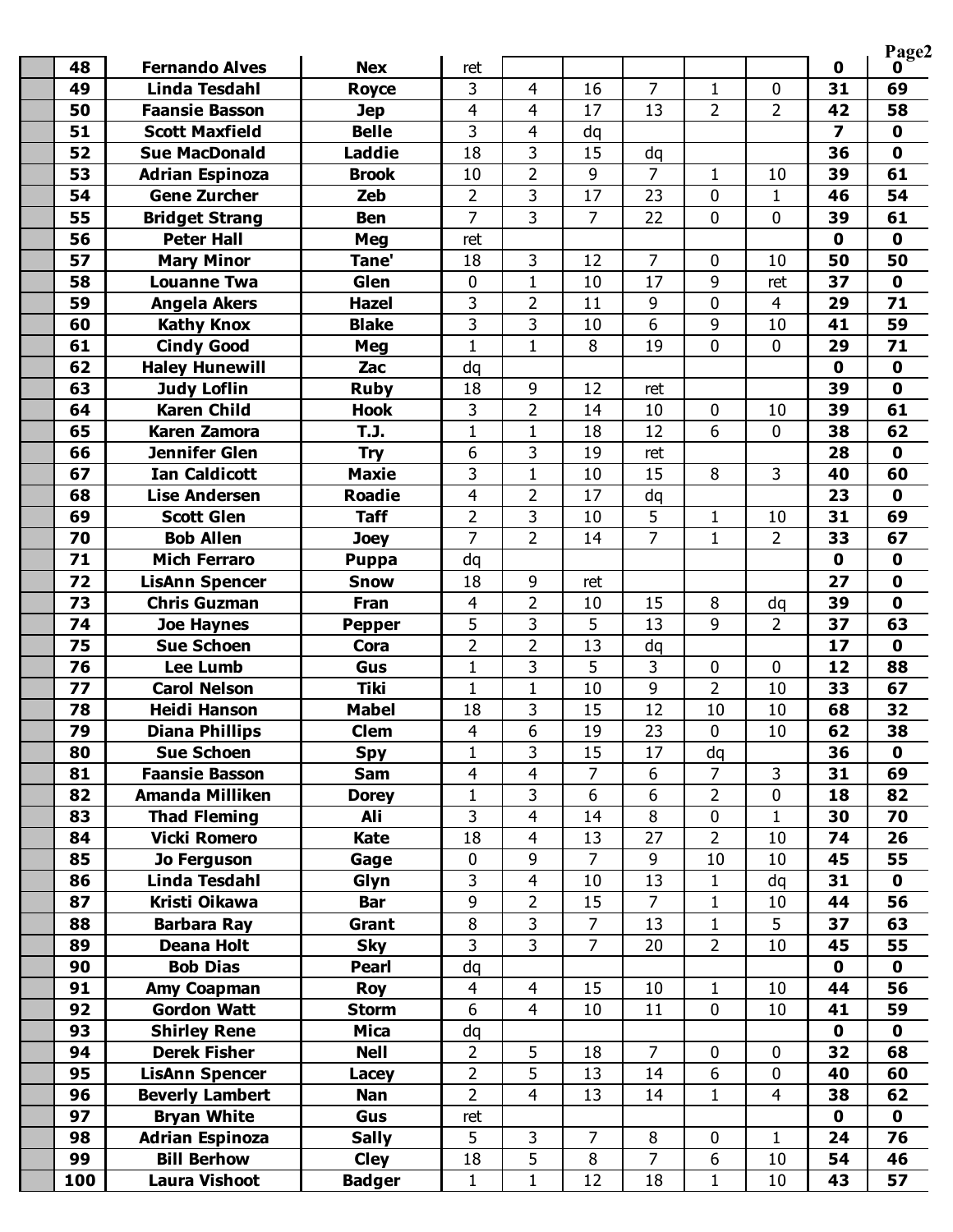| | | | | | | | | | | | |
|---|---|---|---|---|---|---|---|---|---|---|---|
| | **48** | **Fernando Alves** | **Nex** | ret | | | | | | **0** | **0** |
| | **49** | **Linda Tesdahl** | **Royce** | 3 | 4 | 16 | 7 | 1 | 0 | **31** | **69** |
| | **50** | **Faansie Basson** | **Jep** | 4 | 4 | 17 | 13 | 2 | 2 | **42** | **58** |
| | **51** | **Scott Maxfield** | **Belle** | 3 | 4 | dq | | | | **7** | **0** |
| | **52** | **Sue MacDonald** | **Laddie** | 18 | 3 | 15 | dq | | | **36** | **0** |
| | **53** | **Adrian Espinoza** | **Brook** | 10 | 2 | 9 | 7 | 1 | 10 | **39** | **61** |
| | **54** | **Gene Zurcher** | **Zeb** | 2 | 3 | 17 | 23 | 0 | 1 | **46** | **54** |
| | **55** | **Bridget Strang** | **Ben** | 7 | 3 | 7 | 22 | 0 | 0 | **39** | **61** |
| | **56** | **Peter Hall** | **Meg** | ret | | | | | | **0** | **0** |
| | **57** | **Mary Minor** | **Tane'** | 18 | 3 | 12 | 7 | 0 | 10 | **50** | **50** |
| | **58** | **Louanne Twa** | **Glen** | 0 | 1 | 10 | 17 | 9 | ret | **37** | **0** |
| | **59** | **Angela Akers** | **Hazel** | 3 | 2 | 11 | 9 | 0 | 4 | **29** | **71** |
| | **60** | **Kathy Knox** | **Blake** | 3 | 3 | 10 | 6 | 9 | 10 | **41** | **59** |
| | **61** | **Cindy Good** | **Meg** | 1 | 1 | 8 | 19 | 0 | 0 | **29** | **71** |
| | **62** | **Haley Hunewill** | **Zac** | dq | | | | | | **0** | **0** |
| | **63** | **Judy Loflin** | **Ruby** | 18 | 9 | 12 | ret | | | **39** | **0** |
| | **64** | **Karen Child** | **Hook** | 3 | 2 | 14 | 10 | 0 | 10 | **39** | **61** |
| | **65** | **Karen Zamora** | **T.J.** | 1 | 1 | 18 | 12 | 6 | 0 | **38** | **62** |
| | **66** | **Jennifer Glen** | **Try** | 6 | 3 | 19 | ret | | | **28** | **0** |
| | **67** | **Ian Caldicott** | **Maxie** | 3 | 1 | 10 | 15 | 8 | 3 | **40** | **60** |
| | **68** | **Lise Andersen** | **Roadie** | 4 | 2 | 17 | dq | | | **23** | **0** |
| | **69** | **Scott Glen** | **Taff** | 2 | 3 | 10 | 5 | 1 | 10 | **31** | **69** |
| | **70** | **Bob Allen** | **Joey** | 7 | 2 | 14 | 7 | 1 | 2 | **33** | **67** |
| | **71** | **Mich Ferraro** | **Puppa** | dq | | | | | | **0** | **0** |
| | **72** | **LisAnn Spencer** | **Snow** | 18 | 9 | ret | | | | **27** | **0** |
| | **73** | **Chris Guzman** | **Fran** | 4 | 2 | 10 | 15 | 8 | dq | **39** | **0** |
| | **74** | **Joe Haynes** | **Pepper** | 5 | 3 | 5 | 13 | 9 | 2 | **37** | **63** |
| | **75** | **Sue Schoen** | **Cora** | 2 | 2 | 13 | dq | | | **17** | **0** |
| | **76** | **Lee Lumb** | **Gus** | 1 | 3 | 5 | 3 | 0 | 0 | **12** | **88** |
| | **77** | **Carol Nelson** | **Tiki** | 1 | 1 | 10 | 9 | 2 | 10 | **33** | **67** |
| | **78** | **Heidi Hanson** | **Mabel** | 18 | 3 | 15 | 12 | 10 | 10 | **68** | **32** |
| | **79** | **Diana Phillips** | **Clem** | 4 | 6 | 19 | 23 | 0 | 10 | **62** | **38** |
| | **80** | **Sue Schoen** | **Spy** | 1 | 3 | 15 | 17 | dq | | **36** | **0** |
| | **81** | **Faansie Basson** | **Sam** | 4 | 4 | 7 | 6 | 7 | 3 | **31** | **69** |
| | **82** | **Amanda Milliken** | **Dorey** | 1 | 3 | 6 | 6 | 2 | 0 | **18** | **82** |
| | **83** | **Thad Fleming** | **Ali** | 3 | 4 | 14 | 8 | 0 | 1 | **30** | **70** |
| | **84** | **Vicki Romero** | **Kate** | 18 | 4 | 13 | 27 | 2 | 10 | **74** | **26** |
| | **85** | **Jo Ferguson** | **Gage** | 0 | 9 | 7 | 9 | 10 | 10 | **45** | **55** |
| | **86** | **Linda Tesdahl** | **Glyn** | 3 | 4 | 10 | 13 | 1 | dq | **31** | **0** |
| | **87** | **Kristi Oikawa** | **Bar** | 9 | 2 | 15 | 7 | 1 | 10 | **44** | **56** |
| | **88** | **Barbara Ray** | **Grant** | 8 | 3 | 7 | 13 | 1 | 5 | **37** | **63** |
| | **89** | **Deana Holt** | **Sky** | 3 | 3 | 7 | 20 | 2 | 10 | **45** | **55** |
| | **90** | **Bob Dias** | **Pearl** | dq | | | | | | **0** | **0** |
| | **91** | **Amy Coapman** | **Roy** | 4 | 4 | 15 | 10 | 1 | 10 | **44** | **56** |
| | **92** | **Gordon Watt** | **Storm** | 6 | 4 | 10 | 11 | 0 | 10 | **41** | **59** |
| | **93** | **Shirley Rene** | **Mica** | dq | | | | | | **0** | **0** |
| | **94** | **Derek Fisher** | **Nell** | 2 | 5 | 18 | 7 | 0 | 0 | **32** | **68** |
| | **95** | **LisAnn Spencer** | **Lacey** | 2 | 5 | 13 | 14 | 6 | 0 | **40** | **60** |
| | **96** | **Beverly Lambert** | **Nan** | 2 | 4 | 13 | 14 | 1 | 4 | **38** | **62** |
| | **97** | **Bryan White** | **Gus** | ret | | | | | | **0** | **0** |
| | **98** | **Adrian Espinoza** | **Sally** | 5 | 3 | 7 | 8 | 0 | 1 | **24** | **76** |
| | **99** | **Bill Berhow** | **Cley** | 18 | 5 | 8 | 7 | 6 | 10 | **54** | **46** |
| | **100** | **Laura Vishoot** | **Badger** | 1 | 1 | 12 | 18 | 1 | 10 | **43** | **57** |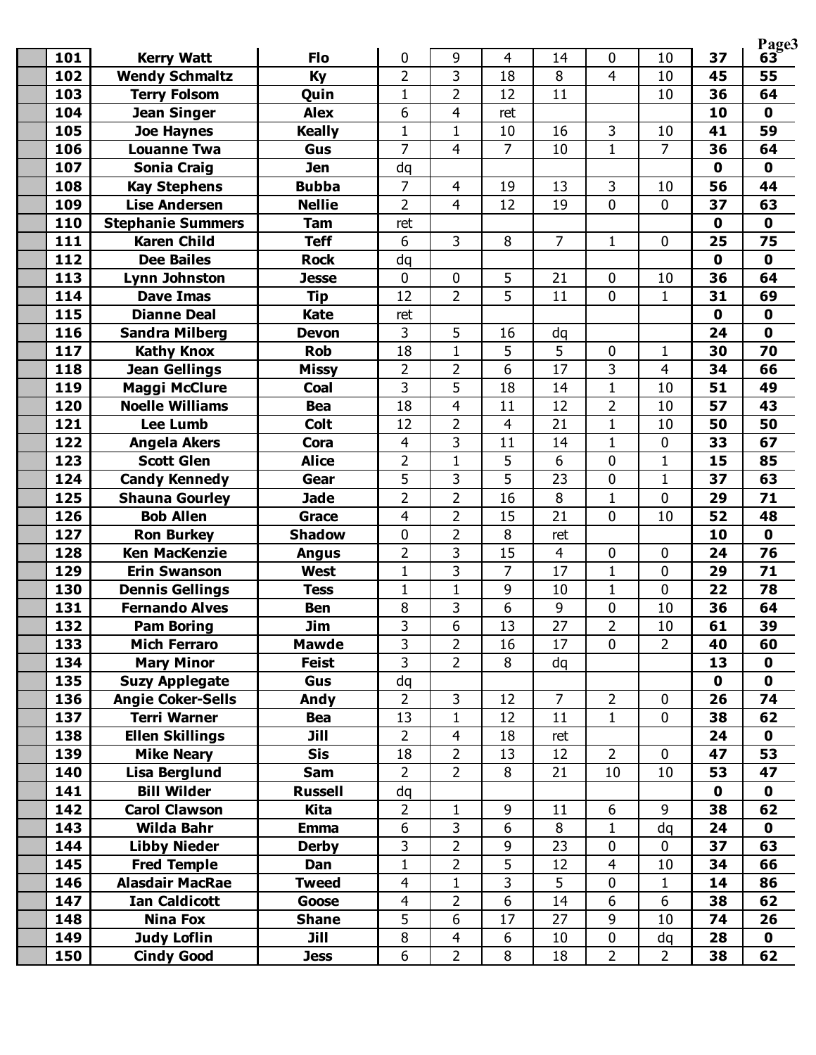| | | | | | | | | | | | |
|---|---|---|---|---|---|---|---|---|---|---|---|
| | 101 | Kerry Watt | Flo | 0 | 9 | 4 | 14 | 0 | 10 | 37 | 63 |
| | 102 | Wendy Schmaltz | Ky | 2 | 3 | 18 | 8 | 4 | 10 | 45 | 55 |
| | 103 | Terry Folsom | Quin | 1 | 2 | 12 | 11 | | 10 | 36 | 64 |
| | 104 | Jean Singer | Alex | 6 | 4 | ret | | | | 10 | 0 |
| | 105 | Joe Haynes | Keally | 1 | 1 | 10 | 16 | 3 | 10 | 41 | 59 |
| | 106 | Louanne Twa | Gus | 7 | 4 | 7 | 10 | 1 | 7 | 36 | 64 |
| | 107 | Sonia Craig | Jen | dq | | | | | | 0 | 0 |
| | 108 | Kay Stephens | Bubba | 7 | 4 | 19 | 13 | 3 | 10 | 56 | 44 |
| | 109 | Lise Andersen | Nellie | 2 | 4 | 12 | 19 | 0 | 0 | 37 | 63 |
| | 110 | Stephanie Summers | Tam | ret | | | | | | 0 | 0 |
| | 111 | Karen Child | Teff | 6 | 3 | 8 | 7 | 1 | 0 | 25 | 75 |
| | 112 | Dee Bailes | Rock | dq | | | | | | 0 | 0 |
| | 113 | Lynn Johnston | Jesse | 0 | 0 | 5 | 21 | 0 | 10 | 36 | 64 |
| | 114 | Dave Imas | Tip | 12 | 2 | 5 | 11 | 0 | 1 | 31 | 69 |
| | 115 | Dianne Deal | Kate | ret | | | | | | 0 | 0 |
| | 116 | Sandra Milberg | Devon | 3 | 5 | 16 | dq | | | 24 | 0 |
| | 117 | Kathy Knox | Rob | 18 | 1 | 5 | 5 | 0 | 1 | 30 | 70 |
| | 118 | Jean Gellings | Missy | 2 | 2 | 6 | 17 | 3 | 4 | 34 | 66 |
| | 119 | Maggi McClure | Coal | 3 | 5 | 18 | 14 | 1 | 10 | 51 | 49 |
| | 120 | Noelle Williams | Bea | 18 | 4 | 11 | 12 | 2 | 10 | 57 | 43 |
| | 121 | Lee Lumb | Colt | 12 | 2 | 4 | 21 | 1 | 10 | 50 | 50 |
| | 122 | Angela Akers | Cora | 4 | 3 | 11 | 14 | 1 | 0 | 33 | 67 |
| | 123 | Scott Glen | Alice | 2 | 1 | 5 | 6 | 0 | 1 | 15 | 85 |
| | 124 | Candy Kennedy | Gear | 5 | 3 | 5 | 23 | 0 | 1 | 37 | 63 |
| | 125 | Shauna Gourley | Jade | 2 | 2 | 16 | 8 | 1 | 0 | 29 | 71 |
| | 126 | Bob Allen | Grace | 4 | 2 | 15 | 21 | 0 | 10 | 52 | 48 |
| | 127 | Ron Burkey | Shadow | 0 | 2 | 8 | ret | | | 10 | 0 |
| | 128 | Ken MacKenzie | Angus | 2 | 3 | 15 | 4 | 0 | 0 | 24 | 76 |
| | 129 | Erin Swanson | West | 1 | 3 | 7 | 17 | 1 | 0 | 29 | 71 |
| | 130 | Dennis Gellings | Tess | 1 | 1 | 9 | 10 | 1 | 0 | 22 | 78 |
| | 131 | Fernando Alves | Ben | 8 | 3 | 6 | 9 | 0 | 10 | 36 | 64 |
| | 132 | Pam Boring | Jim | 3 | 6 | 13 | 27 | 2 | 10 | 61 | 39 |
| | 133 | Mich Ferraro | Mawde | 3 | 2 | 16 | 17 | 0 | 2 | 40 | 60 |
| | 134 | Mary Minor | Feist | 3 | 2 | 8 | dq | | | 13 | 0 |
| | 135 | Suzy Applegate | Gus | dq | | | | | | 0 | 0 |
| | 136 | Angie Coker-Sells | Andy | 2 | 3 | 12 | 7 | 2 | 0 | 26 | 74 |
| | 137 | Terri Warner | Bea | 13 | 1 | 12 | 11 | 1 | 0 | 38 | 62 |
| | 138 | Ellen Skillings | Jill | 2 | 4 | 18 | ret | | | 24 | 0 |
| | 139 | Mike Neary | Sis | 18 | 2 | 13 | 12 | 2 | 0 | 47 | 53 |
| | 140 | Lisa Berglund | Sam | 2 | 2 | 8 | 21 | 10 | 10 | 53 | 47 |
| | 141 | Bill Wilder | Russell | dq | | | | | | 0 | 0 |
| | 142 | Carol Clawson | Kita | 2 | 1 | 9 | 11 | 6 | 9 | 38 | 62 |
| | 143 | Wilda Bahr | Emma | 6 | 3 | 6 | 8 | 1 | dq | 24 | 0 |
| | 144 | Libby Nieder | Derby | 3 | 2 | 9 | 23 | 0 | 0 | 37 | 63 |
| | 145 | Fred Temple | Dan | 1 | 2 | 5 | 12 | 4 | 10 | 34 | 66 |
| | 146 | Alasdair MacRae | Tweed | 4 | 1 | 3 | 5 | 0 | 1 | 14 | 86 |
| | 147 | Ian Caldicott | Goose | 4 | 2 | 6 | 14 | 6 | 6 | 38 | 62 |
| | 148 | Nina Fox | Shane | 5 | 6 | 17 | 27 | 9 | 10 | 74 | 26 |
| | 149 | Judy Loflin | Jill | 8 | 4 | 6 | 10 | 0 | dq | 28 | 0 |
| | 150 | Cindy Good | Jess | 6 | 2 | 8 | 18 | 2 | 2 | 38 | 62 |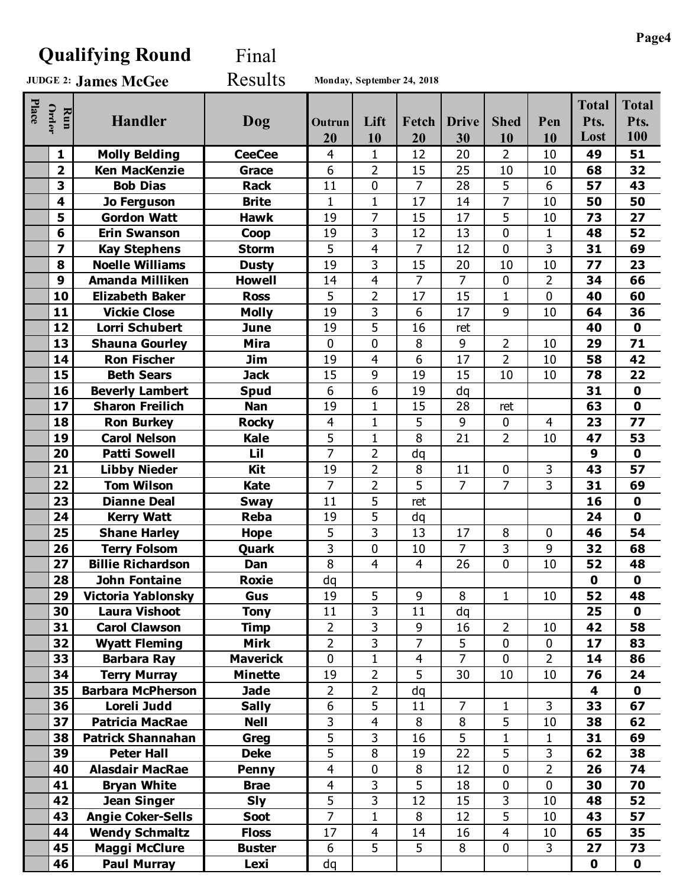# Qualifying Round

**Final Results**

**JUDGE 2: James McGee**

**Monday, September 24, 2018**

| Place | Run Order | Handler | Dog | Outrun 20 | Lift 10 | Fetch 20 | Drive 30 | Shed 10 | Pen 10 | Total Pts. Lost | Total Pts. 100 |
|---|---|---|---|---|---|---|---|---|---|---|---|
| | 1 | Molly Belding | CeeCee | 4 | 1 | 12 | 20 | 2 | 10 | 49 | 51 |
| | 2 | Ken MacKenzie | Grace | 6 | 2 | 15 | 25 | 10 | 10 | 68 | 32 |
| | 3 | Bob Dias | Rack | 11 | 0 | 7 | 28 | 5 | 6 | 57 | 43 |
| | 4 | Jo Ferguson | Brite | 1 | 1 | 17 | 14 | 7 | 10 | 50 | 50 |
| | 5 | Gordon Watt | Hawk | 19 | 7 | 15 | 17 | 5 | 10 | 73 | 27 |
| | 6 | Erin Swanson | Coop | 19 | 3 | 12 | 13 | 0 | 1 | 48 | 52 |
| | 7 | Kay Stephens | Storm | 5 | 4 | 7 | 12 | 0 | 3 | 31 | 69 |
| | 8 | Noelle Williams | Dusty | 19 | 3 | 15 | 20 | 10 | 10 | 77 | 23 |
| | 9 | Amanda Milliken | Howell | 14 | 4 | 7 | 7 | 0 | 2 | 34 | 66 |
| | 10 | Elizabeth Baker | Ross | 5 | 2 | 17 | 15 | 1 | 0 | 40 | 60 |
| | 11 | Vickie Close | Molly | 19 | 3 | 6 | 17 | 9 | 10 | 64 | 36 |
| | 12 | Lorri Schubert | June | 19 | 5 | 16 | ret | | | 40 | 0 |
| | 13 | Shauna Gourley | Mira | 0 | 0 | 8 | 9 | 2 | 10 | 29 | 71 |
| | 14 | Ron Fischer | Jim | 19 | 4 | 6 | 17 | 2 | 10 | 58 | 42 |
| | 15 | Beth Sears | Jack | 15 | 9 | 19 | 15 | 10 | 10 | 78 | 22 |
| | 16 | Beverly Lambert | Spud | 6 | 6 | 19 | dq | | | 31 | 0 |
| | 17 | Sharon Freilich | Nan | 19 | 1 | 15 | 28 | ret | | 63 | 0 |
| | 18 | Ron Burkey | Rocky | 4 | 1 | 5 | 9 | 0 | 4 | 23 | 77 |
| | 19 | Carol Nelson | Kale | 5 | 1 | 8 | 21 | 2 | 10 | 47 | 53 |
| | 20 | Patti Sowell | Lil | 7 | 2 | dq | | | | 9 | 0 |
| | 21 | Libby Nieder | Kit | 19 | 2 | 8 | 11 | 0 | 3 | 43 | 57 |
| | 22 | Tom Wilson | Kate | 7 | 2 | 5 | 7 | 7 | 3 | 31 | 69 |
| | 23 | Dianne Deal | Sway | 11 | 5 | ret | | | | 16 | 0 |
| | 24 | Kerry Watt | Reba | 19 | 5 | dq | | | | 24 | 0 |
| | 25 | Shane Harley | Hope | 5 | 3 | 13 | 17 | 8 | 0 | 46 | 54 |
| | 26 | Terry Folsom | Quark | 3 | 0 | 10 | 7 | 3 | 9 | 32 | 68 |
| | 27 | Billie Richardson | Dan | 8 | 4 | 4 | 26 | 0 | 10 | 52 | 48 |
| | 28 | John Fontaine | Roxie | dq | | | | | | 0 | 0 |
| | 29 | Victoria Yablonsky | Gus | 19 | 5 | 9 | 8 | 1 | 10 | 52 | 48 |
| | 30 | Laura Vishoot | Tony | 11 | 3 | 11 | dq | | | 25 | 0 |
| | 31 | Carol Clawson | Timp | 2 | 3 | 9 | 16 | 2 | 10 | 42 | 58 |
| | 32 | Wyatt Fleming | Mirk | 2 | 3 | 7 | 5 | 0 | 0 | 17 | 83 |
| | 33 | Barbara Ray | Maverick | 0 | 1 | 4 | 7 | 0 | 2 | 14 | 86 |
| | 34 | Terry Murray | Minette | 19 | 2 | 5 | 30 | 10 | 10 | 76 | 24 |
| | 35 | Barbara McPherson | Jade | 2 | 2 | dq | | | | 4 | 0 |
| | 36 | Loreli Judd | Sally | 6 | 5 | 11 | 7 | 1 | 3 | 33 | 67 |
| | 37 | Patricia MacRae | Nell | 3 | 4 | 8 | 8 | 5 | 10 | 38 | 62 |
| | 38 | Patrick Shannahan | Greg | 5 | 3 | 16 | 5 | 1 | 1 | 31 | 69 |
| | 39 | Peter Hall | Deke | 5 | 8 | 19 | 22 | 5 | 3 | 62 | 38 |
| | 40 | Alasdair MacRae | Penny | 4 | 0 | 8 | 12 | 0 | 2 | 26 | 74 |
| | 41 | Bryan White | Brae | 4 | 3 | 5 | 18 | 0 | 0 | 30 | 70 |
| | 42 | Jean Singer | Sly | 5 | 3 | 12 | 15 | 3 | 10 | 48 | 52 |
| | 43 | Angie Coker-Sells | Soot | 7 | 1 | 8 | 12 | 5 | 10 | 43 | 57 |
| | 44 | Wendy Schmaltz | Floss | 17 | 4 | 14 | 16 | 4 | 10 | 65 | 35 |
| | 45 | Maggi McClure | Buster | 6 | 5 | 5 | 8 | 0 | 3 | 27 | 73 |
| | 46 | Paul Murray | Lexi | dq | | | | | | 0 | 0 |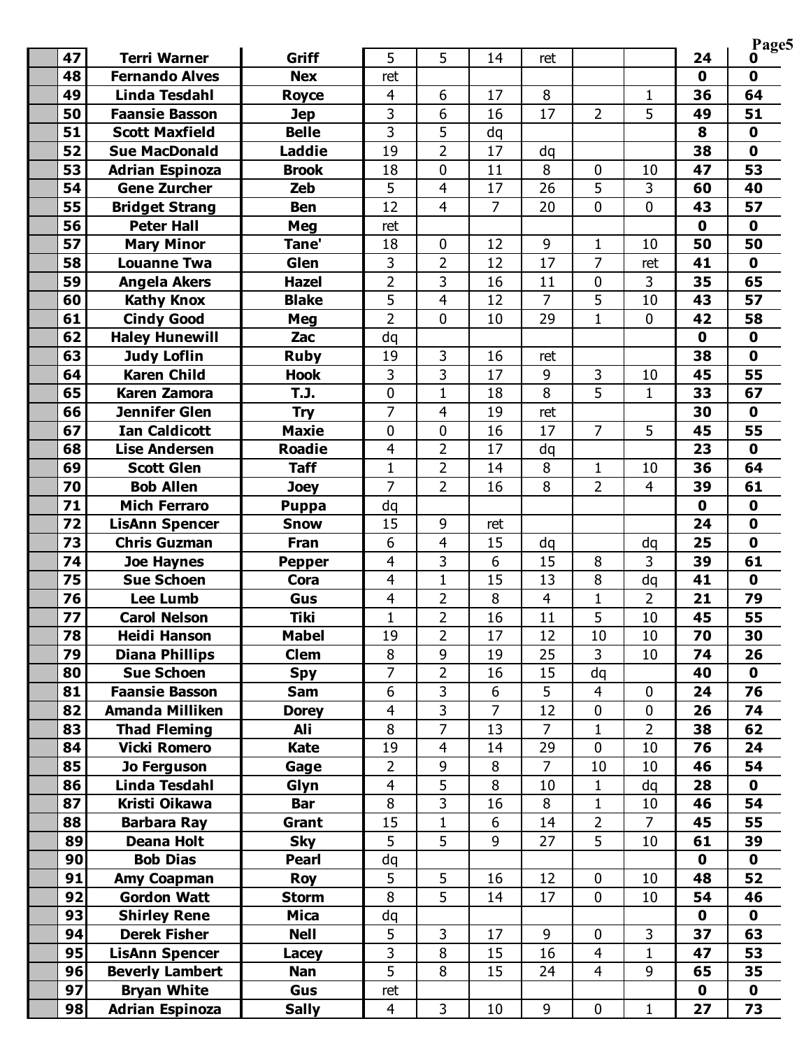| | | | | | | | | | | | |
|---|---|---|---|---|---|---|---|---|---|---|---|
| | **47** | **Terri Warner** | **Griff** | 5 | 5 | 14 | ret | | | **24** | **0** |
| | **48** | **Fernando Alves** | **Nex** | ret | | | | | | **0** | **0** |
| | **49** | **Linda Tesdahl** | **Royce** | 4 | 6 | 17 | 8 | | 1 | **36** | **64** |
| | **50** | **Faansie Basson** | **Jep** | 3 | 6 | 16 | 17 | 2 | 5 | **49** | **51** |
| | **51** | **Scott Maxfield** | **Belle** | 3 | 5 | dq | | | | **8** | **0** |
| | **52** | **Sue MacDonald** | **Laddie** | 19 | 2 | 17 | dq | | | **38** | **0** |
| | **53** | **Adrian Espinoza** | **Brook** | 18 | 0 | 11 | 8 | 0 | 10 | **47** | **53** |
| | **54** | **Gene Zurcher** | **Zeb** | 5 | 4 | 17 | 26 | 5 | 3 | **60** | **40** |
| | **55** | **Bridget Strang** | **Ben** | 12 | 4 | 7 | 20 | 0 | 0 | **43** | **57** |
| | **56** | **Peter Hall** | **Meg** | ret | | | | | | **0** | **0** |
| | **57** | **Mary Minor** | **Tane'** | 18 | 0 | 12 | 9 | 1 | 10 | **50** | **50** |
| | **58** | **Louanne Twa** | **Glen** | 3 | 2 | 12 | 17 | 7 | ret | **41** | **0** |
| | **59** | **Angela Akers** | **Hazel** | 2 | 3 | 16 | 11 | 0 | 3 | **35** | **65** |
| | **60** | **Kathy Knox** | **Blake** | 5 | 4 | 12 | 7 | 5 | 10 | **43** | **57** |
| | **61** | **Cindy Good** | **Meg** | 2 | 0 | 10 | 29 | 1 | 0 | **42** | **58** |
| | **62** | **Haley Hunewill** | **Zac** | dq | | | | | | **0** | **0** |
| | **63** | **Judy Loflin** | **Ruby** | 19 | 3 | 16 | ret | | | **38** | **0** |
| | **64** | **Karen Child** | **Hook** | 3 | 3 | 17 | 9 | 3 | 10 | **45** | **55** |
| | **65** | **Karen Zamora** | **T.J.** | 0 | 1 | 18 | 8 | 5 | 1 | **33** | **67** |
| | **66** | **Jennifer Glen** | **Try** | 7 | 4 | 19 | ret | | | **30** | **0** |
| | **67** | **Ian Caldicott** | **Maxie** | 0 | 0 | 16 | 17 | 7 | 5 | **45** | **55** |
| | **68** | **Lise Andersen** | **Roadie** | 4 | 2 | 17 | dq | | | **23** | **0** |
| | **69** | **Scott Glen** | **Taff** | 1 | 2 | 14 | 8 | 1 | 10 | **36** | **64** |
| | **70** | **Bob Allen** | **Joey** | 7 | 2 | 16 | 8 | 2 | 4 | **39** | **61** |
| | **71** | **Mich Ferraro** | **Puppa** | dq | | | | | | **0** | **0** |
| | **72** | **LisAnn Spencer** | **Snow** | 15 | 9 | ret | | | | **24** | **0** |
| | **73** | **Chris Guzman** | **Fran** | 6 | 4 | 15 | dq | | dq | **25** | **0** |
| | **74** | **Joe Haynes** | **Pepper** | 4 | 3 | 6 | 15 | 8 | 3 | **39** | **61** |
| | **75** | **Sue Schoen** | **Cora** | 4 | 1 | 15 | 13 | 8 | dq | **41** | **0** |
| | **76** | **Lee Lumb** | **Gus** | 4 | 2 | 8 | 4 | 1 | 2 | **21** | **79** |
| | **77** | **Carol Nelson** | **Tiki** | 1 | 2 | 16 | 11 | 5 | 10 | **45** | **55** |
| | **78** | **Heidi Hanson** | **Mabel** | 19 | 2 | 17 | 12 | 10 | 10 | **70** | **30** |
| | **79** | **Diana Phillips** | **Clem** | 8 | 9 | 19 | 25 | 3 | 10 | **74** | **26** |
| | **80** | **Sue Schoen** | **Spy** | 7 | 2 | 16 | 15 | dq | | **40** | **0** |
| | **81** | **Faansie Basson** | **Sam** | 6 | 3 | 6 | 5 | 4 | 0 | **24** | **76** |
| | **82** | **Amanda Milliken** | **Dorey** | 4 | 3 | 7 | 12 | 0 | 0 | **26** | **74** |
| | **83** | **Thad Fleming** | **Ali** | 8 | 7 | 13 | 7 | 1 | 2 | **38** | **62** |
| | **84** | **Vicki Romero** | **Kate** | 19 | 4 | 14 | 29 | 0 | 10 | **76** | **24** |
| | **85** | **Jo Ferguson** | **Gage** | 2 | 9 | 8 | 7 | 10 | 10 | **46** | **54** |
| | **86** | **Linda Tesdahl** | **Glyn** | 4 | 5 | 8 | 10 | 1 | dq | **28** | **0** |
| | **87** | **Kristi Oikawa** | **Bar** | 8 | 3 | 16 | 8 | 1 | 10 | **46** | **54** |
| | **88** | **Barbara Ray** | **Grant** | 15 | 1 | 6 | 14 | 2 | 7 | **45** | **55** |
| | **89** | **Deana Holt** | **Sky** | 5 | 5 | 9 | 27 | 5 | 10 | **61** | **39** |
| | **90** | **Bob Dias** | **Pearl** | dq | | | | | | **0** | **0** |
| | **91** | **Amy Coapman** | **Roy** | 5 | 5 | 16 | 12 | 0 | 10 | **48** | **52** |
| | **92** | **Gordon Watt** | **Storm** | 8 | 5 | 14 | 17 | 0 | 10 | **54** | **46** |
| | **93** | **Shirley Rene** | **Mica** | dq | | | | | | **0** | **0** |
| | **94** | **Derek Fisher** | **Nell** | 5 | 3 | 17 | 9 | 0 | 3 | **37** | **63** |
| | **95** | **LisAnn Spencer** | **Lacey** | 3 | 8 | 15 | 16 | 4 | 1 | **47** | **53** |
| | **96** | **Beverly Lambert** | **Nan** | 5 | 8 | 15 | 24 | 4 | 9 | **65** | **35** |
| | **97** | **Bryan White** | **Gus** | ret | | | | | | **0** | **0** |
| | **98** | **Adrian Espinoza** | **Sally** | 4 | 3 | 10 | 9 | 0 | 1 | **27** | **73** |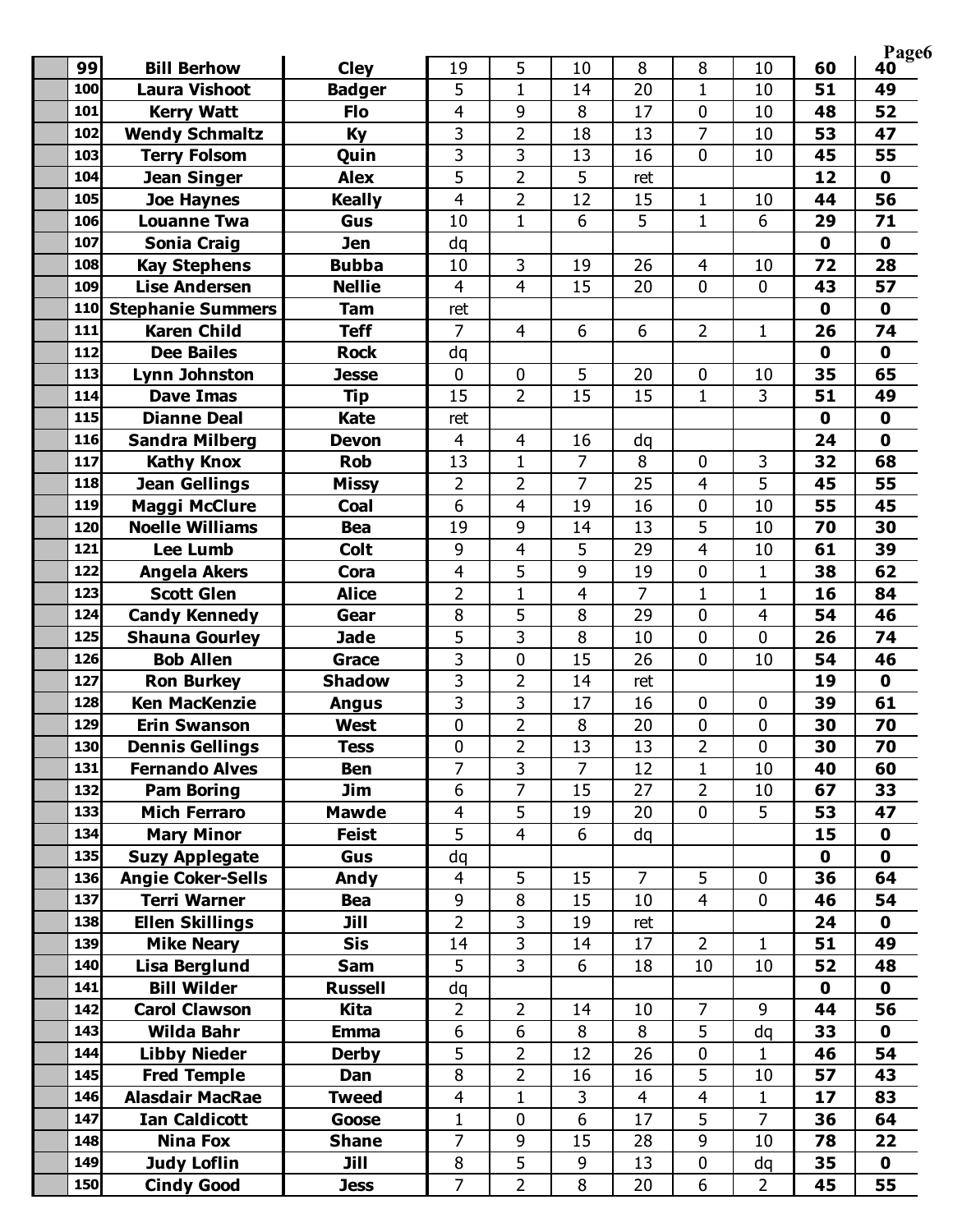| | | | | | | | | | | | |
|---|---|---|---|---|---|---|---|---|---|---|---|
| | **99** | **Bill Berhow** | **Cley** | 19 | 5 | 10 | 8 | 8 | 10 | **60** | **40** |
| | **100** | **Laura Vishoot** | **Badger** | 5 | 1 | 14 | 20 | 1 | 10 | **51** | **49** |
| | **101** | **Kerry Watt** | **Flo** | 4 | 9 | 8 | 17 | 0 | 10 | **48** | **52** |
| | **102** | **Wendy Schmaltz** | **Ky** | 3 | 2 | 18 | 13 | 7 | 10 | **53** | **47** |
| | **103** | **Terry Folsom** | **Quin** | 3 | 3 | 13 | 16 | 0 | 10 | **45** | **55** |
| | **104** | **Jean Singer** | **Alex** | 5 | 2 | 5 | ret | | | **12** | **0** |
| | **105** | **Joe Haynes** | **Keally** | 4 | 2 | 12 | 15 | 1 | 10 | **44** | **56** |
| | **106** | **Louanne Twa** | **Gus** | 10 | 1 | 6 | 5 | 1 | 6 | **29** | **71** |
| | **107** | **Sonia Craig** | **Jen** | dq | | | | | | **0** | **0** |
| | **108** | **Kay Stephens** | **Bubba** | 10 | 3 | 19 | 26 | 4 | 10 | **72** | **28** |
| | **109** | **Lise Andersen** | **Nellie** | 4 | 4 | 15 | 20 | 0 | 0 | **43** | **57** |
| | **110** | **Stephanie Summers** | **Tam** | ret | | | | | | **0** | **0** |
| | **111** | **Karen Child** | **Teff** | 7 | 4 | 6 | 6 | 2 | 1 | **26** | **74** |
| | **112** | **Dee Bailes** | **Rock** | dq | | | | | | **0** | **0** |
| | **113** | **Lynn Johnston** | **Jesse** | 0 | 0 | 5 | 20 | 0 | 10 | **35** | **65** |
| | **114** | **Dave Imas** | **Tip** | 15 | 2 | 15 | 15 | 1 | 3 | **51** | **49** |
| | **115** | **Dianne Deal** | **Kate** | ret | | | | | | **0** | **0** |
| | **116** | **Sandra Milberg** | **Devon** | 4 | 4 | 16 | dq | | | **24** | **0** |
| | **117** | **Kathy Knox** | **Rob** | 13 | 1 | 7 | 8 | 0 | 3 | **32** | **68** |
| | **118** | **Jean Gellings** | **Missy** | 2 | 2 | 7 | 25 | 4 | 5 | **45** | **55** |
| | **119** | **Maggi McClure** | **Coal** | 6 | 4 | 19 | 16 | 0 | 10 | **55** | **45** |
| | **120** | **Noelle Williams** | **Bea** | 19 | 9 | 14 | 13 | 5 | 10 | **70** | **30** |
| | **121** | **Lee Lumb** | **Colt** | 9 | 4 | 5 | 29 | 4 | 10 | **61** | **39** |
| | **122** | **Angela Akers** | **Cora** | 4 | 5 | 9 | 19 | 0 | 1 | **38** | **62** |
| | **123** | **Scott Glen** | **Alice** | 2 | 1 | 4 | 7 | 1 | 1 | **16** | **84** |
| | **124** | **Candy Kennedy** | **Gear** | 8 | 5 | 8 | 29 | 0 | 4 | **54** | **46** |
| | **125** | **Shauna Gourley** | **Jade** | 5 | 3 | 8 | 10 | 0 | 0 | **26** | **74** |
| | **126** | **Bob Allen** | **Grace** | 3 | 0 | 15 | 26 | 0 | 10 | **54** | **46** |
| | **127** | **Ron Burkey** | **Shadow** | 3 | 2 | 14 | ret | | | **19** | **0** |
| | **128** | **Ken MacKenzie** | **Angus** | 3 | 3 | 17 | 16 | 0 | 0 | **39** | **61** |
| | **129** | **Erin Swanson** | **West** | 0 | 2 | 8 | 20 | 0 | 0 | **30** | **70** |
| | **130** | **Dennis Gellings** | **Tess** | 0 | 2 | 13 | 13 | 2 | 0 | **30** | **70** |
| | **131** | **Fernando Alves** | **Ben** | 7 | 3 | 7 | 12 | 1 | 10 | **40** | **60** |
| | **132** | **Pam Boring** | **Jim** | 6 | 7 | 15 | 27 | 2 | 10 | **67** | **33** |
| | **133** | **Mich Ferraro** | **Mawde** | 4 | 5 | 19 | 20 | 0 | 5 | **53** | **47** |
| | **134** | **Mary Minor** | **Feist** | 5 | 4 | 6 | dq | | | **15** | **0** |
| | **135** | **Suzy Applegate** | **Gus** | dq | | | | | | **0** | **0** |
| | **136** | **Angie Coker-Sells** | **Andy** | 4 | 5 | 15 | 7 | 5 | 0 | **36** | **64** |
| | **137** | **Terri Warner** | **Bea** | 9 | 8 | 15 | 10 | 4 | 0 | **46** | **54** |
| | **138** | **Ellen Skillings** | **Jill** | 2 | 3 | 19 | ret | | | **24** | **0** |
| | **139** | **Mike Neary** | **Sis** | 14 | 3 | 14 | 17 | 2 | 1 | **51** | **49** |
| | **140** | **Lisa Berglund** | **Sam** | 5 | 3 | 6 | 18 | 10 | 10 | **52** | **48** |
| | **141** | **Bill Wilder** | **Russell** | dq | | | | | | **0** | **0** |
| | **142** | **Carol Clawson** | **Kita** | 2 | 2 | 14 | 10 | 7 | 9 | **44** | **56** |
| | **143** | **Wilda Bahr** | **Emma** | 6 | 6 | 8 | 8 | 5 | dq | **33** | **0** |
| | **144** | **Libby Nieder** | **Derby** | 5 | 2 | 12 | 26 | 0 | 1 | **46** | **54** |
| | **145** | **Fred Temple** | **Dan** | 8 | 2 | 16 | 16 | 5 | 10 | **57** | **43** |
| | **146** | **Alasdair MacRae** | **Tweed** | 4 | 1 | 3 | 4 | 4 | 1 | **17** | **83** |
| | **147** | **Ian Caldicott** | **Goose** | 1 | 0 | 6 | 17 | 5 | 7 | **36** | **64** |
| | **148** | **Nina Fox** | **Shane** | 7 | 9 | 15 | 28 | 9 | 10 | **78** | **22** |
| | **149** | **Judy Loflin** | **Jill** | 8 | 5 | 9 | 13 | 0 | dq | **35** | **0** |
| | **150** | **Cindy Good** | **Jess** | 7 | 2 | 8 | 20 | 6 | 2 | **45** | **55** |